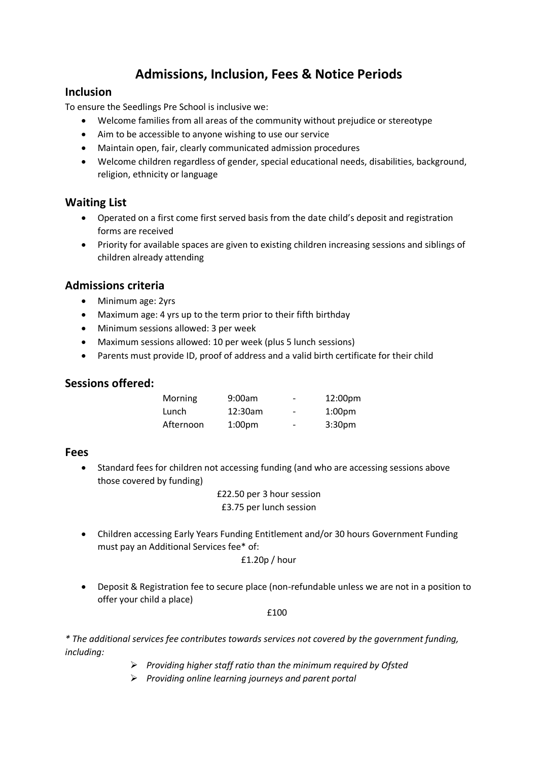# Admissions, Inclusion, Fees & Notice Periods

## Inclusion

To ensure the Seedlings Pre School is inclusive we:

- Welcome families from all areas of the community without prejudice or stereotype
- Aim to be accessible to anyone wishing to use our service
- Maintain open, fair, clearly communicated admission procedures
- Welcome children regardless of gender, special educational needs, disabilities, background, religion, ethnicity or language

## Waiting List

- Operated on a first come first served basis from the date child's deposit and registration forms are received
- Priority for available spaces are given to existing children increasing sessions and siblings of children already attending

## Admissions criteria

- Minimum age: 2yrs
- Maximum age: 4 yrs up to the term prior to their fifth birthday
- Minimum sessions allowed: 3 per week
- Maximum sessions allowed: 10 per week (plus 5 lunch sessions)
- Parents must provide ID, proof of address and a valid birth certificate for their child

## Sessions offered:

| | | | |
|---|---|---|---|
| Morning | 9:00am | - | 12:00pm |
| Lunch | 12:30am | - | 1:00pm |
| Afternoon | 1:00pm | - | 3:30pm |

## Fees

- Standard fees for children not accessing funding (and who are accessing sessions above those covered by funding)

  £22.50 per 3 hour session
  £3.75 per lunch session

- Children accessing Early Years Funding Entitlement and/or 30 hours Government Funding must pay an Additional Services fee* of:

  £1.20p / hour

- Deposit & Registration fee to secure place (non-refundable unless we are not in a position to offer your child a place)

  £100

*\* The additional services fee contributes towards services not covered by the government funding, including:*

- *Providing higher staff ratio than the minimum required by Ofsted*
- *Providing online learning journeys and parent portal*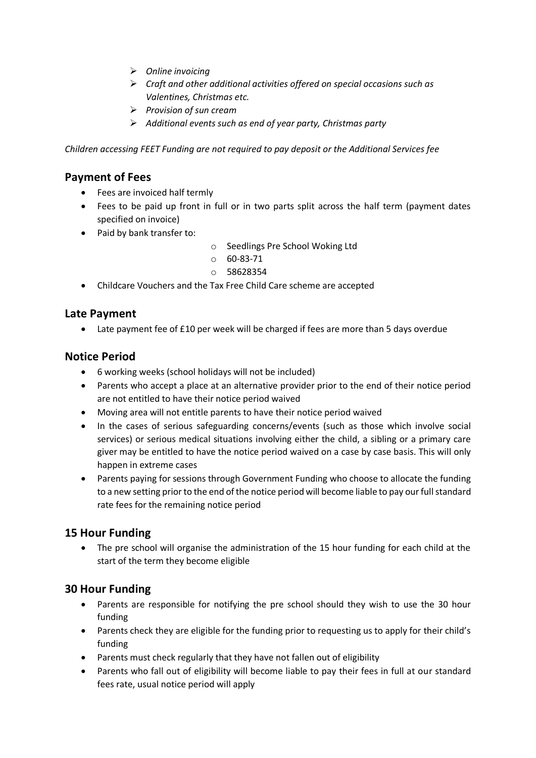- *Online invoicing*
- *Craft and other additional activities offered on special occasions such as Valentines, Christmas etc.*
- *Provision of sun cream*
- *Additional events such as end of year party, Christmas party*

*Children accessing FEET Funding are not required to pay deposit or the Additional Services fee*

## Payment of Fees

- Fees are invoiced half termly
- Fees to be paid up front in full or in two parts split across the half term (payment dates specified on invoice)
- Paid by bank transfer to:
  - Seedlings Pre School Woking Ltd
  - 60-83-71
  - 58628354
- Childcare Vouchers and the Tax Free Child Care scheme are accepted

## Late Payment

- Late payment fee of £10 per week will be charged if fees are more than 5 days overdue

## Notice Period

- 6 working weeks (school holidays will not be included)
- Parents who accept a place at an alternative provider prior to the end of their notice period are not entitled to have their notice period waived
- Moving area will not entitle parents to have their notice period waived
- In the cases of serious safeguarding concerns/events (such as those which involve social services) or serious medical situations involving either the child, a sibling or a primary care giver may be entitled to have the notice period waived on a case by case basis. This will only happen in extreme cases
- Parents paying for sessions through Government Funding who choose to allocate the funding to a new setting prior to the end of the notice period will become liable to pay our full standard rate fees for the remaining notice period

## 15 Hour Funding

- The pre school will organise the administration of the 15 hour funding for each child at the start of the term they become eligible

## 30 Hour Funding

- Parents are responsible for notifying the pre school should they wish to use the 30 hour funding
- Parents check they are eligible for the funding prior to requesting us to apply for their child's funding
- Parents must check regularly that they have not fallen out of eligibility
- Parents who fall out of eligibility will become liable to pay their fees in full at our standard fees rate, usual notice period will apply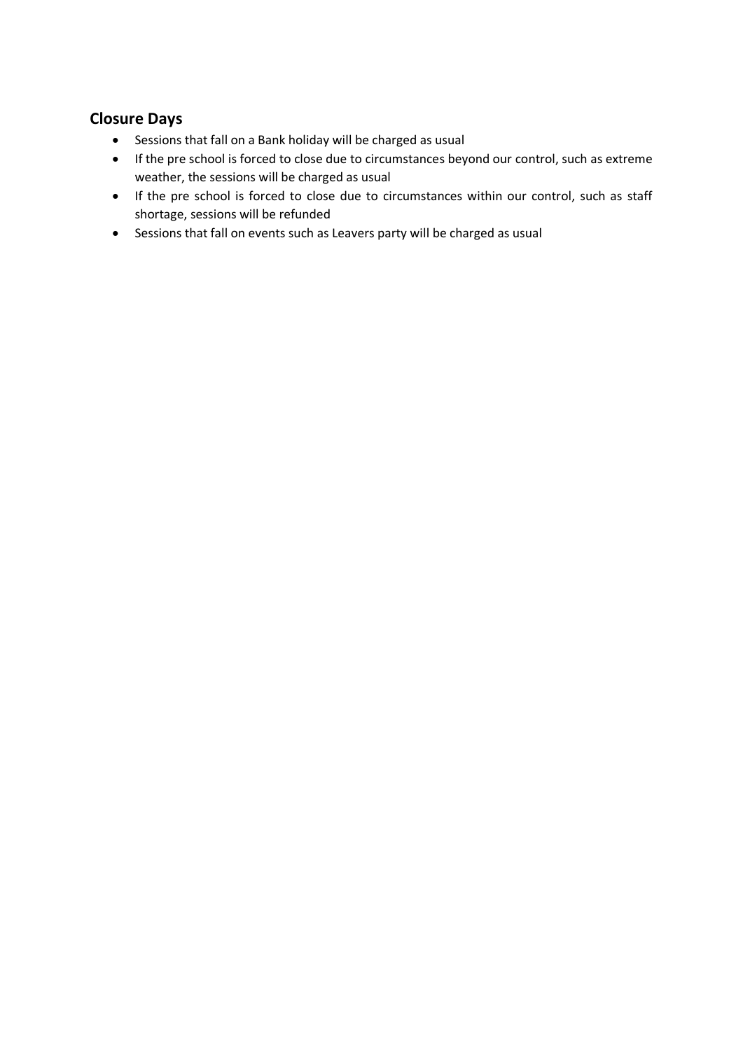## Closure Days

- Sessions that fall on a Bank holiday will be charged as usual
- If the pre school is forced to close due to circumstances beyond our control, such as extreme weather, the sessions will be charged as usual
- If the pre school is forced to close due to circumstances within our control, such as staff shortage, sessions will be refunded
- Sessions that fall on events such as Leavers party will be charged as usual